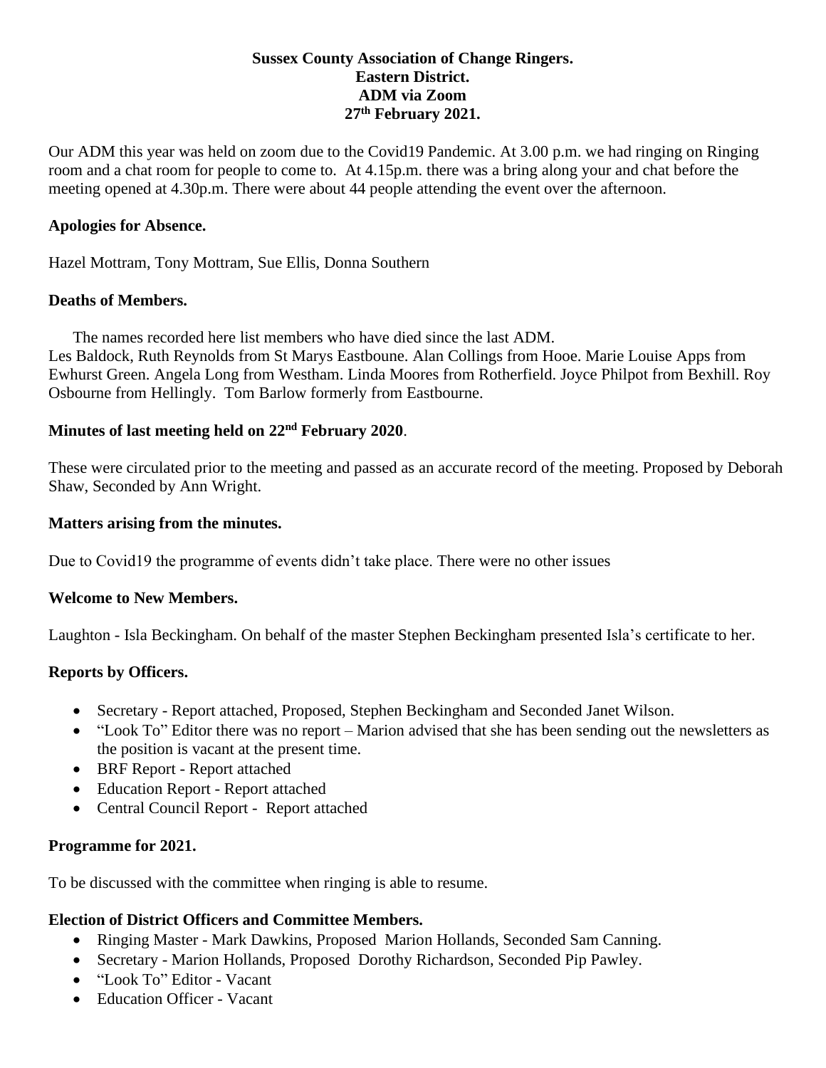**Sussex County Association of Change Ringers.**
**Eastern District.**
**ADM via Zoom**
**27th February 2021.**

Our ADM this year was held on zoom due to the Covid19 Pandemic. At 3.00 p.m. we had ringing on Ringing room and a chat room for people to come to. At 4.15p.m. there was a bring along your and chat before the meeting opened at 4.30p.m. There were about 44 people attending the event over the afternoon.

**Apologies for Absence.**

Hazel Mottram, Tony Mottram, Sue Ellis, Donna Southern

**Deaths of Members.**

The names recorded here list members who have died since the last ADM.
Les Baldock, Ruth Reynolds from St Marys Eastboune. Alan Collings from Hooe. Marie Louise Apps from Ewhurst Green. Angela Long from Westham. Linda Moores from Rotherfield. Joyce Philpot from Bexhill. Roy Osbourne from Hellingly. Tom Barlow formerly from Eastbourne.

**Minutes of last meeting held on 22nd February 2020**.

These were circulated prior to the meeting and passed as an accurate record of the meeting. Proposed by Deborah Shaw, Seconded by Ann Wright.

**Matters arising from the minutes.**

Due to Covid19 the programme of events didn't take place. There were no other issues

**Welcome to New Members.**

Laughton - Isla Beckingham. On behalf of the master Stephen Beckingham presented Isla's certificate to her.

**Reports by Officers.**

- Secretary - Report attached, Proposed, Stephen Beckingham and Seconded Janet Wilson.
- "Look To" Editor there was no report – Marion advised that she has been sending out the newsletters as the position is vacant at the present time.
- BRF Report - Report attached
- Education Report - Report attached
- Central Council Report - Report attached

**Programme for 2021.**

To be discussed with the committee when ringing is able to resume.

**Election of District Officers and Committee Members.**

- Ringing Master - Mark Dawkins, Proposed Marion Hollands, Seconded Sam Canning.
- Secretary - Marion Hollands, Proposed Dorothy Richardson, Seconded Pip Pawley.
- "Look To" Editor - Vacant
- Education Officer - Vacant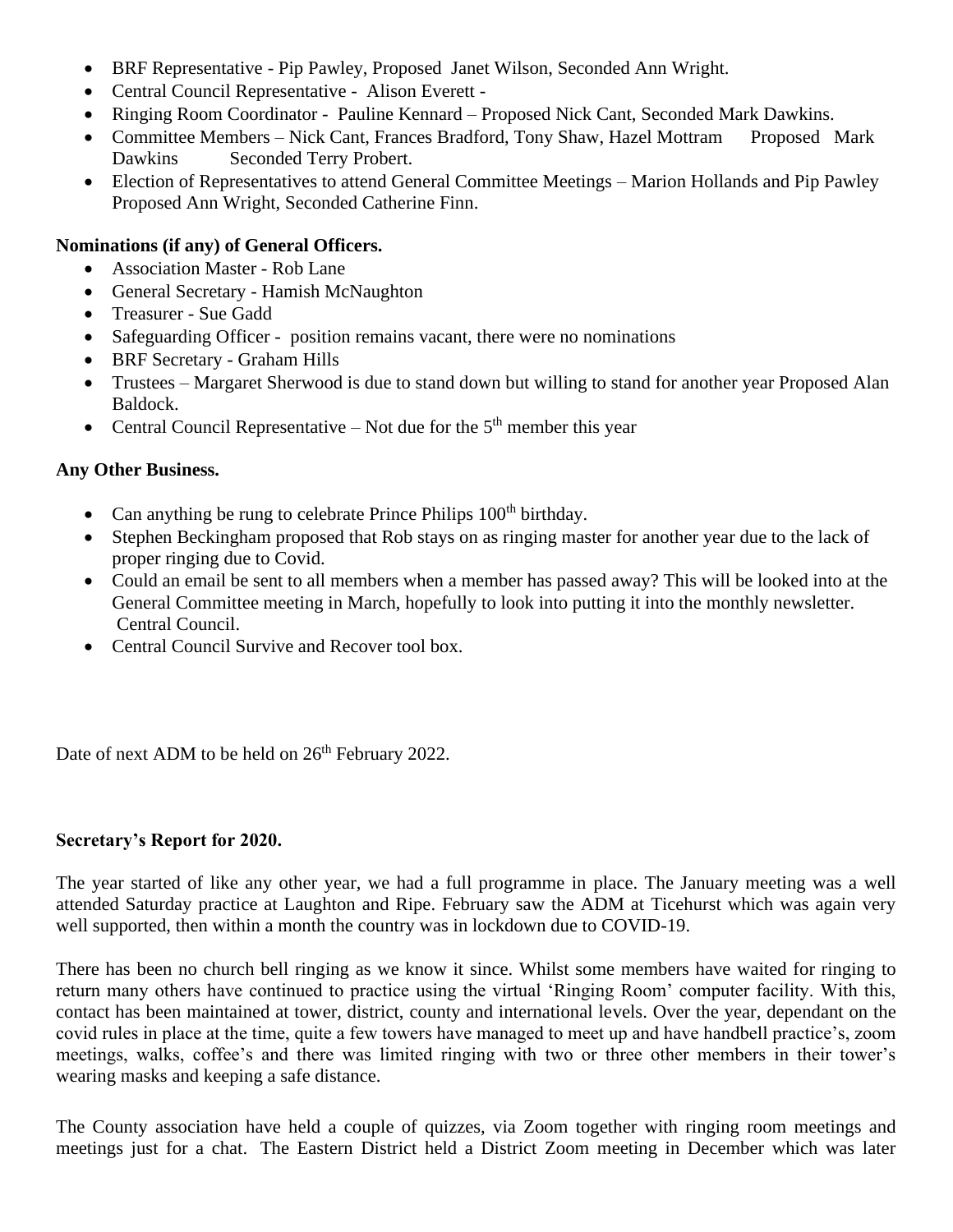- BRF Representative - Pip Pawley, Proposed Janet Wilson, Seconded Ann Wright.
- Central Council Representative - Alison Everett -
- Ringing Room Coordinator - Pauline Kennard – Proposed Nick Cant, Seconded Mark Dawkins.
- Committee Members – Nick Cant, Frances Bradford, Tony Shaw, Hazel Mottram Proposed Mark Dawkins Seconded Terry Probert.
- Election of Representatives to attend General Committee Meetings – Marion Hollands and Pip Pawley Proposed Ann Wright, Seconded Catherine Finn.

**Nominations (if any) of General Officers.**

- Association Master - Rob Lane
- General Secretary - Hamish McNaughton
- Treasurer - Sue Gadd
- Safeguarding Officer - position remains vacant, there were no nominations
- BRF Secretary - Graham Hills
- Trustees – Margaret Sherwood is due to stand down but willing to stand for another year Proposed Alan Baldock.
- Central Council Representative – Not due for the 5th member this year

**Any Other Business.**

- Can anything be rung to celebrate Prince Philips 100th birthday.
- Stephen Beckingham proposed that Rob stays on as ringing master for another year due to the lack of proper ringing due to Covid.
- Could an email be sent to all members when a member has passed away? This will be looked into at the General Committee meeting in March, hopefully to look into putting it into the monthly newsletter. Central Council.
- Central Council Survive and Recover tool box.

Date of next ADM to be held on 26th February 2022.

**Secretary's Report for 2020.**

The year started of like any other year, we had a full programme in place. The January meeting was a well attended Saturday practice at Laughton and Ripe. February saw the ADM at Ticehurst which was again very well supported, then within a month the country was in lockdown due to COVID-19.

There has been no church bell ringing as we know it since. Whilst some members have waited for ringing to return many others have continued to practice using the virtual 'Ringing Room' computer facility. With this, contact has been maintained at tower, district, county and international levels. Over the year, dependant on the covid rules in place at the time, quite a few towers have managed to meet up and have handbell practice's, zoom meetings, walks, coffee's and there was limited ringing with two or three other members in their tower's wearing masks and keeping a safe distance.

The County association have held a couple of quizzes, via Zoom together with ringing room meetings and meetings just for a chat. The Eastern District held a District Zoom meeting in December which was later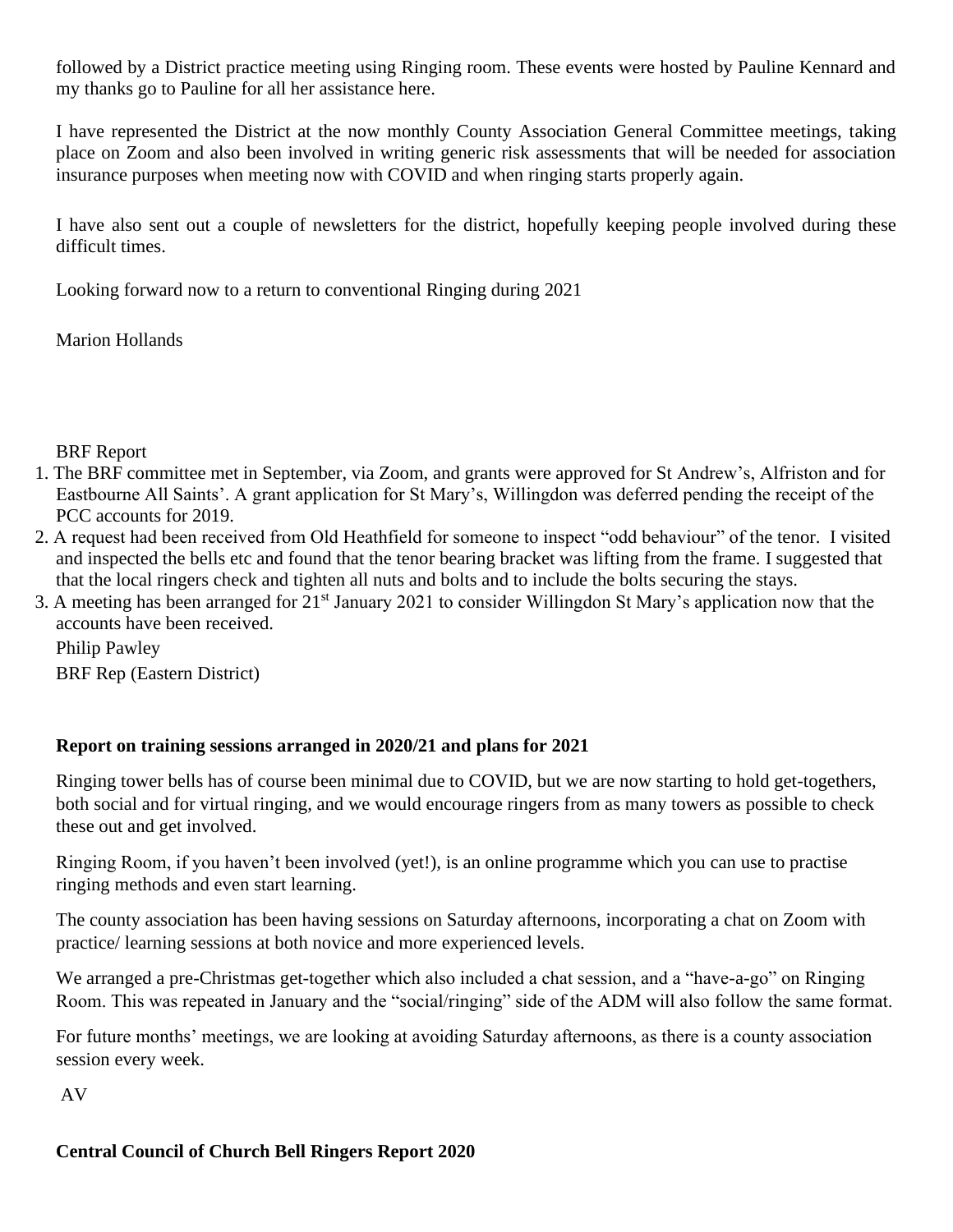followed by a District practice meeting using Ringing room. These events were hosted by Pauline Kennard and my thanks go to Pauline for all her assistance here.

I have represented the District at the now monthly County Association General Committee meetings, taking place on Zoom and also been involved in writing generic risk assessments that will be needed for association insurance purposes when meeting now with COVID and when ringing starts properly again.

I have also sent out a couple of newsletters for the district, hopefully keeping people involved during these difficult times.

Looking forward now to a return to conventional Ringing during 2021

Marion Hollands

BRF Report

1. The BRF committee met in September, via Zoom, and grants were approved for St Andrew's, Alfriston and for Eastbourne All Saints'. A grant application for St Mary's, Willingdon was deferred pending the receipt of the PCC accounts for 2019.
2. A request had been received from Old Heathfield for someone to inspect "odd behaviour" of the tenor. I visited and inspected the bells etc and found that the tenor bearing bracket was lifting from the frame. I suggested that that the local ringers check and tighten all nuts and bolts and to include the bolts securing the stays.
3. A meeting has been arranged for 21st January 2021 to consider Willingdon St Mary's application now that the accounts have been received.

Philip Pawley

BRF Rep (Eastern District)

**Report on training sessions arranged in 2020/21 and plans for 2021**

Ringing tower bells has of course been minimal due to COVID, but we are now starting to hold get-togethers, both social and for virtual ringing, and we would encourage ringers from as many towers as possible to check these out and get involved.

Ringing Room, if you haven't been involved (yet!), is an online programme which you can use to practise ringing methods and even start learning.

The county association has been having sessions on Saturday afternoons, incorporating a chat on Zoom with practice/ learning sessions at both novice and more experienced levels.

We arranged a pre-Christmas get-together which also included a chat session, and a "have-a-go" on Ringing Room. This was repeated in January and the "social/ringing" side of the ADM will also follow the same format.

For future months' meetings, we are looking at avoiding Saturday afternoons, as there is a county association session every week.

AV

**Central Council of Church Bell Ringers Report 2020**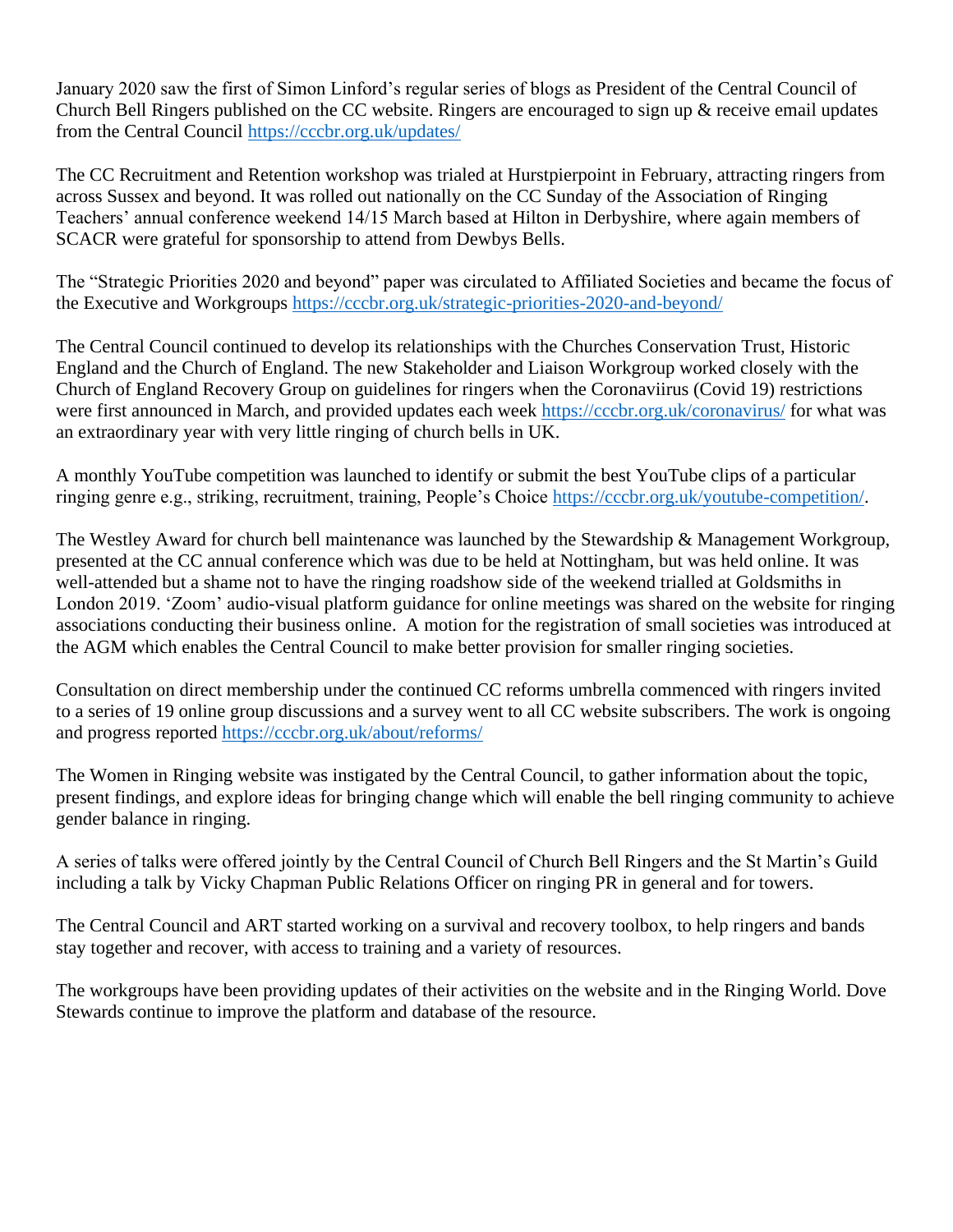January 2020 saw the first of Simon Linford's regular series of blogs as President of the Central Council of Church Bell Ringers published on the CC website. Ringers are encouraged to sign up & receive email updates from the Central Council https://cccbr.org.uk/updates/

The CC Recruitment and Retention workshop was trialed at Hurstpierpoint in February, attracting ringers from across Sussex and beyond. It was rolled out nationally on the CC Sunday of the Association of Ringing Teachers' annual conference weekend 14/15 March based at Hilton in Derbyshire, where again members of SCACR were grateful for sponsorship to attend from Dewbys Bells.

The "Strategic Priorities 2020 and beyond" paper was circulated to Affiliated Societies and became the focus of the Executive and Workgroups https://cccbr.org.uk/strategic-priorities-2020-and-beyond/

The Central Council continued to develop its relationships with the Churches Conservation Trust, Historic England and the Church of England. The new Stakeholder and Liaison Workgroup worked closely with the Church of England Recovery Group on guidelines for ringers when the Coronaviirus (Covid 19) restrictions were first announced in March, and provided updates each week https://cccbr.org.uk/coronavirus/ for what was an extraordinary year with very little ringing of church bells in UK.

A monthly YouTube competition was launched to identify or submit the best YouTube clips of a particular ringing genre e.g., striking, recruitment, training, People's Choice https://cccbr.org.uk/youtube-competition/.

The Westley Award for church bell maintenance was launched by the Stewardship & Management Workgroup, presented at the CC annual conference which was due to be held at Nottingham, but was held online. It was well-attended but a shame not to have the ringing roadshow side of the weekend trialled at Goldsmiths in London 2019. 'Zoom' audio-visual platform guidance for online meetings was shared on the website for ringing associations conducting their business online. A motion for the registration of small societies was introduced at the AGM which enables the Central Council to make better provision for smaller ringing societies.

Consultation on direct membership under the continued CC reforms umbrella commenced with ringers invited to a series of 19 online group discussions and a survey went to all CC website subscribers. The work is ongoing and progress reported https://cccbr.org.uk/about/reforms/

The Women in Ringing website was instigated by the Central Council, to gather information about the topic, present findings, and explore ideas for bringing change which will enable the bell ringing community to achieve gender balance in ringing.

A series of talks were offered jointly by the Central Council of Church Bell Ringers and the St Martin's Guild including a talk by Vicky Chapman Public Relations Officer on ringing PR in general and for towers.

The Central Council and ART started working on a survival and recovery toolbox, to help ringers and bands stay together and recover, with access to training and a variety of resources.

The workgroups have been providing updates of their activities on the website and in the Ringing World. Dove Stewards continue to improve the platform and database of the resource.